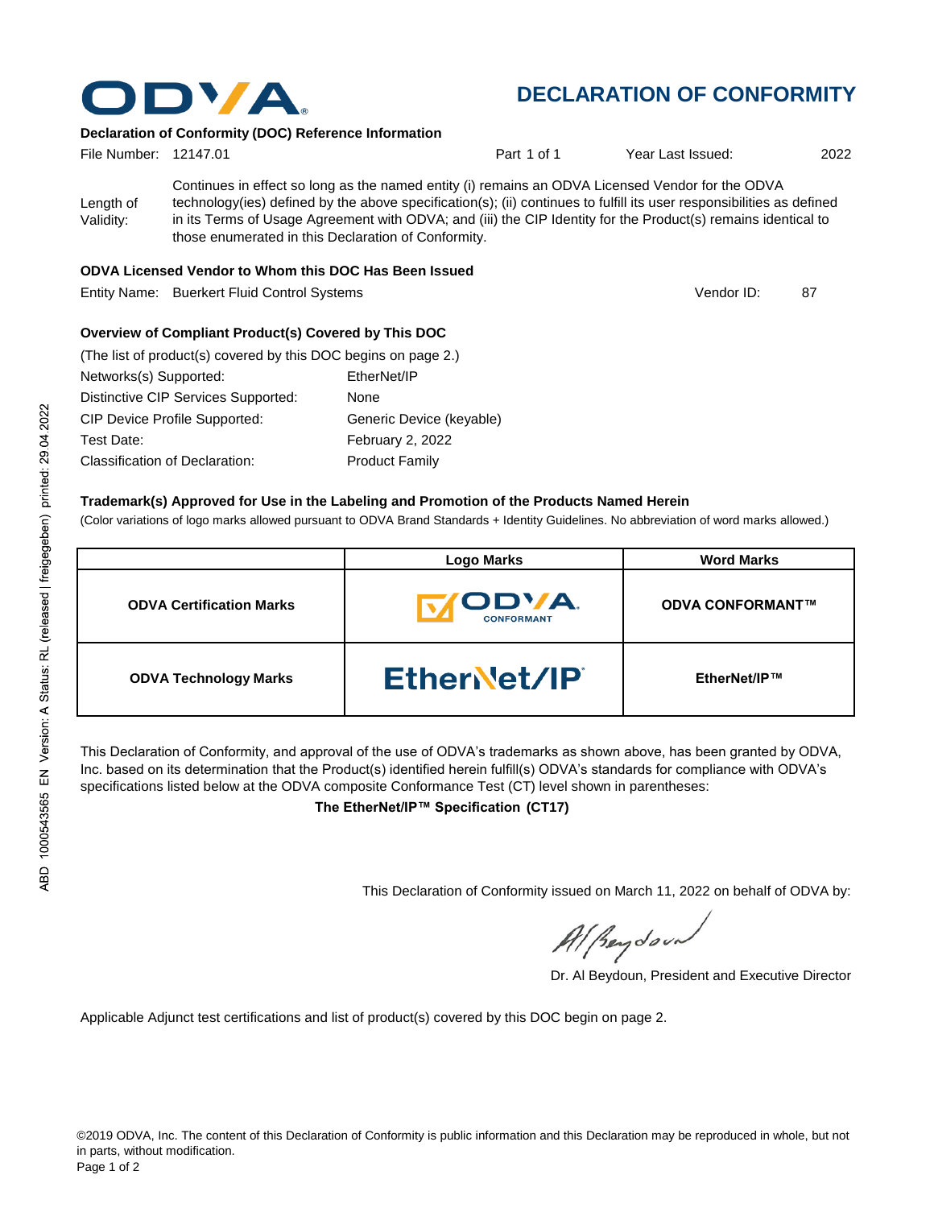# DECLARATION OF CONFORMITY

**Declaration of Conformity (DOC) Reference Information**

File Number: 12147.01 Part 1 of 1 Year Last Issued: 2022

Length of Validity: Continues in effect so long as the named entity (i) remains an ODVA Licensed Vendor for the ODVA technology(ies) defined by the above specification(s); (ii) continues to fulfill its user responsibilities as defined in its Terms of Usage Agreement with ODVA; and (iii) the CIP Identity for the Product(s) remains identical to those enumerated in this Declaration of Conformity.

**ODVA Licensed Vendor to Whom this DOC Has Been Issued**

Entity Name: Buerkert Fluid Control Systems Vendor ID: 87

**Overview of Compliant Product(s) Covered by This DOC**

(The list of product(s) covered by this DOC begins on page 2.)

Networks(s) Supported: EtherNet/IP
Distinctive CIP Services Supported: None
CIP Device Profile Supported: Generic Device (keyable)
Test Date: February 2, 2022
Classification of Declaration: Product Family

**Trademark(s) Approved for Use in the Labeling and Promotion of the Products Named Herein**

(Color variations of logo marks allowed pursuant to ODVA Brand Standards + Identity Guidelines. No abbreviation of word marks allowed.)

| | Logo Marks | Word Marks |
|---|---|---|
| **ODVA Certification Marks** | ODVA CONFORMANT | **ODVA CONFORMANT™** |
| **ODVA Technology Marks** | EtherNet/IP | **EtherNet/IP™** |

This Declaration of Conformity, and approval of the use of ODVA's trademarks as shown above, has been granted by ODVA, Inc. based on its determination that the Product(s) identified herein fulfill(s) ODVA's standards for compliance with ODVA's specifications listed below at the ODVA composite Conformance Test (CT) level shown in parentheses:

**The EtherNet/IP™ Specification (CT17)**

This Declaration of Conformity issued on March 11, 2022 on behalf of ODVA by:

Dr. Al Beydoun, President and Executive Director

Applicable Adjunct test certifications and list of product(s) covered by this DOC begin on page 2.

©2019 ODVA, Inc. The content of this Declaration of Conformity is public information and this Declaration may be reproduced in whole, but not in parts, without modification.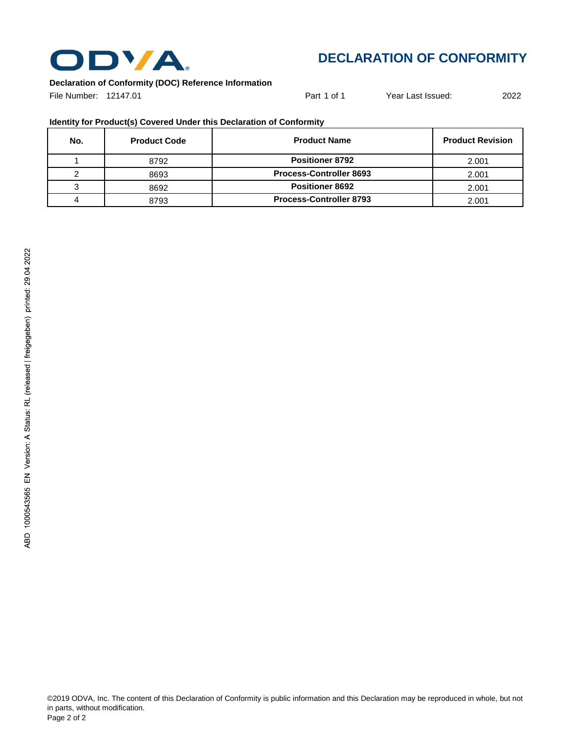# DECLARATION OF CONFORMITY

**Declaration of Conformity (DOC) Reference Information**

File Number: 12147.01    Part 1 of 1    Year Last Issued: 2022

**Identity for Product(s) Covered Under this Declaration of Conformity**

| No. | Product Code | Product Name | Product Revision |
|---|---|---|---|
| 1 | 8792 | **Positioner 8792** | 2.001 |
| 2 | 8693 | **Process-Controller 8693** | 2.001 |
| 3 | 8692 | **Positioner 8692** | 2.001 |
| 4 | 8793 | **Process-Controller 8793** | 2.001 |

ABD 1000543565 EN Version: A Status: RL (released | freigegeben) printed: 29.04.2022

©2019 ODVA, Inc. The content of this Declaration of Conformity is public information and this Declaration may be reproduced in whole, but not in parts, without modification.